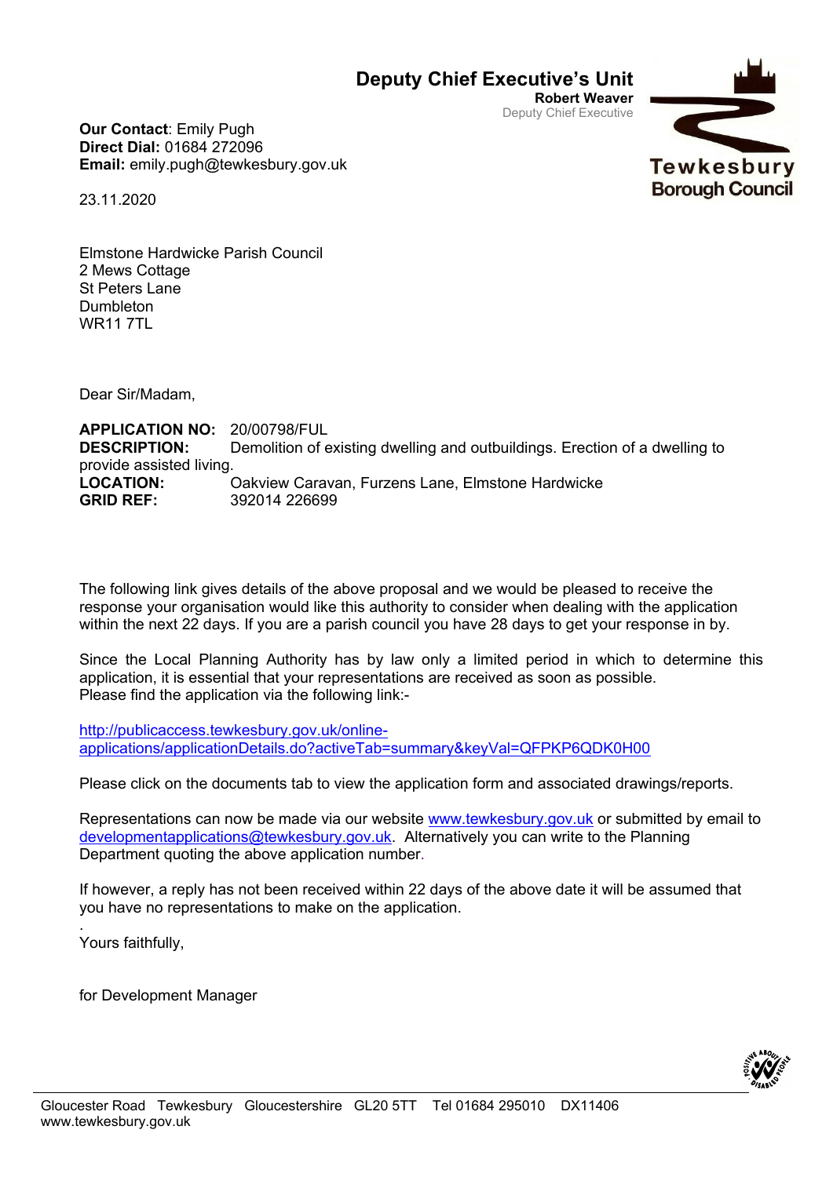# Deputy Chief Executive's Unit

**Robert Weaver**
Deputy Chief Executive

Tewkesbury Borough Council

**Our Contact**: Emily Pugh
**Direct Dial:** 01684 272096
**Email:** emily.pugh@tewkesbury.gov.uk

23.11.2020

Elmstone Hardwicke Parish Council
2 Mews Cottage
St Peters Lane
Dumbleton
WR11 7TL

Dear Sir/Madam,

**APPLICATION NO:** 20/00798/FUL
**DESCRIPTION:** Demolition of existing dwelling and outbuildings. Erection of a dwelling to provide assisted living.
**LOCATION:** Oakview Caravan, Furzens Lane, Elmstone Hardwicke
**GRID REF:** 392014 226699

The following link gives details of the above proposal and we would be pleased to receive the response your organisation would like this authority to consider when dealing with the application within the next 22 days. If you are a parish council you have 28 days to get your response in by.

Since the Local Planning Authority has by law only a limited period in which to determine this application, it is essential that your representations are received as soon as possible.
Please find the application via the following link:-

http://publicaccess.tewkesbury.gov.uk/online-applications/applicationDetails.do?activeTab=summary&keyVal=QFPKP6QDK0H00

Please click on the documents tab to view the application form and associated drawings/reports.

Representations can now be made via our website www.tewkesbury.gov.uk or submitted by email to developmentapplications@tewkesbury.gov.uk. Alternatively you can write to the Planning Department quoting the above application number.

If however, a reply has not been received within 22 days of the above date it will be assumed that you have no representations to make on the application.

Yours faithfully,

for Development Manager

Gloucester Road Tewkesbury Gloucestershire GL20 5TT Tel 01684 295010 DX11406
www.tewkesbury.gov.uk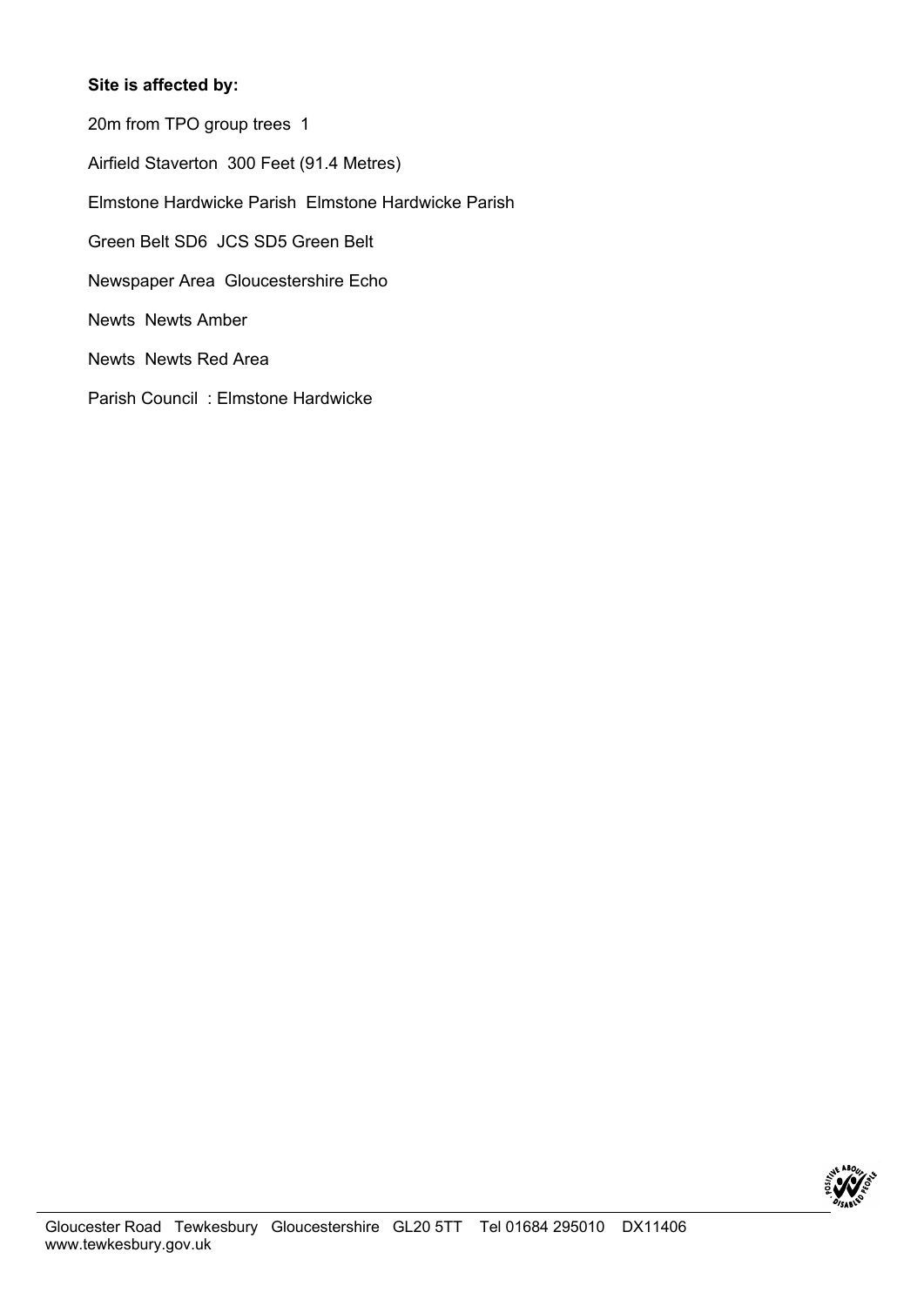**Site is affected by:**

20m from TPO group trees 1

Airfield Staverton 300 Feet (91.4 Metres)

Elmstone Hardwicke Parish Elmstone Hardwicke Parish

Green Belt SD6 JCS SD5 Green Belt

Newspaper Area Gloucestershire Echo

Newts Newts Amber

Newts Newts Red Area

Parish Council : Elmstone Hardwicke

Gloucester Road Tewkesbury Gloucestershire GL20 5TT Tel 01684 295010 DX11406
www.tewkesbury.gov.uk